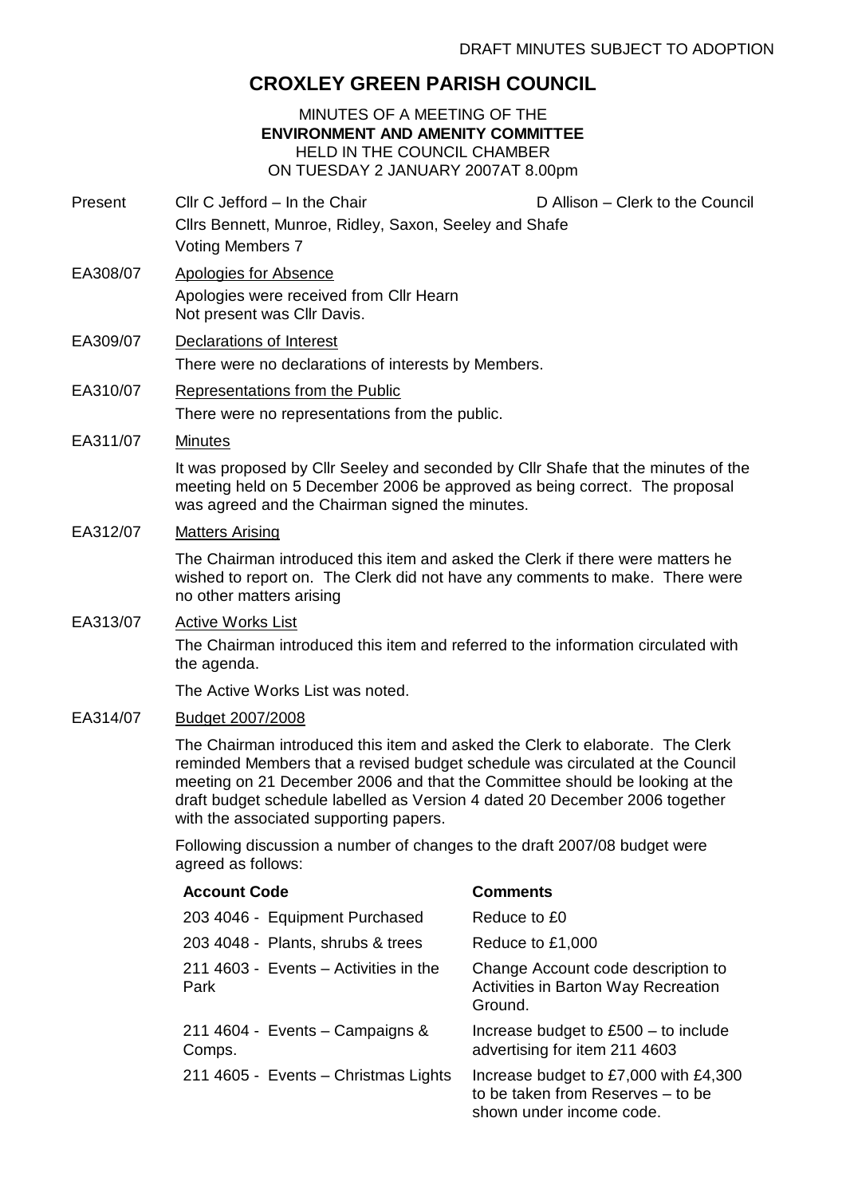DRAFT MINUTES SUBJECT TO ADOPTION

# CROXLEY GREEN PARISH COUNCIL

MINUTES OF A MEETING OF THE
**ENVIRONMENT AND AMENITY COMMITTEE**
HELD IN THE COUNCIL CHAMBER
ON TUESDAY 2 JANUARY 2007AT 8.00pm

Present: Cllr C Jefford – In the Chair; D Allison – Clerk to the Council
Cllrs Bennett, Munroe, Ridley, Saxon, Seeley and Shafe
Voting Members 7

**EA308/07** Apologies for Absence

Apologies were received from Cllr Hearn
Not present was Cllr Davis.

**EA309/07** Declarations of Interest

There were no declarations of interests by Members.

**EA310/07** Representations from the Public

There were no representations from the public.

**EA311/07** Minutes

It was proposed by Cllr Seeley and seconded by Cllr Shafe that the minutes of the meeting held on 5 December 2006 be approved as being correct. The proposal was agreed and the Chairman signed the minutes.

**EA312/07** Matters Arising

The Chairman introduced this item and asked the Clerk if there were matters he wished to report on. The Clerk did not have any comments to make. There were no other matters arising

**EA313/07** Active Works List

The Chairman introduced this item and referred to the information circulated with the agenda.

The Active Works List was noted.

**EA314/07** Budget 2007/2008

The Chairman introduced this item and asked the Clerk to elaborate. The Clerk reminded Members that a revised budget schedule was circulated at the Council meeting on 21 December 2006 and that the Committee should be looking at the draft budget schedule labelled as Version 4 dated 20 December 2006 together with the associated supporting papers.

Following discussion a number of changes to the draft 2007/08 budget were agreed as follows:

| Account Code | Comments |
|---|---|
| 203 4046 - Equipment Purchased | Reduce to £0 |
| 203 4048 - Plants, shrubs & trees | Reduce to £1,000 |
| 211 4603 - Events – Activities in the Park | Change Account code description to Activities in Barton Way Recreation Ground. |
| 211 4604 - Events – Campaigns & Comps. | Increase budget to £500 – to include advertising for item 211 4603 |
| 211 4605 - Events – Christmas Lights | Increase budget to £7,000 with £4,300 to be taken from Reserves – to be shown under income code. |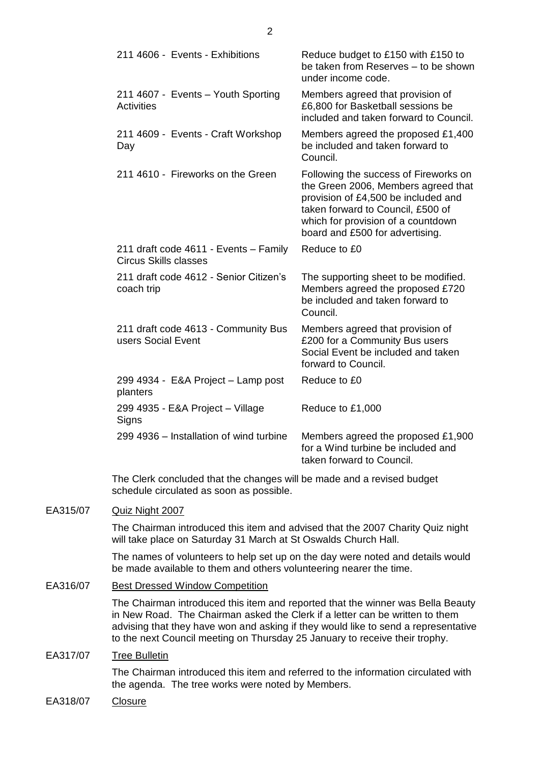| | |
|---|---|
| 211 4606 - Events - Exhibitions | Reduce budget to £150 with £150 to be taken from Reserves – to be shown under income code. |
| 211 4607 - Events – Youth Sporting Activities | Members agreed that provision of £6,800 for Basketball sessions be included and taken forward to Council. |
| 211 4609 - Events - Craft Workshop Day | Members agreed the proposed £1,400 be included and taken forward to Council. |
| 211 4610 - Fireworks on the Green | Following the success of Fireworks on the Green 2006, Members agreed that provision of £4,500 be included and taken forward to Council, £500 of which for provision of a countdown board and £500 for advertising. |
| 211 draft code 4611 - Events – Family Circus Skills classes | Reduce to £0 |
| 211 draft code 4612 - Senior Citizen's coach trip | The supporting sheet to be modified. Members agreed the proposed £720 be included and taken forward to Council. |
| 211 draft code 4613 - Community Bus users Social Event | Members agreed that provision of £200 for a Community Bus users Social Event be included and taken forward to Council. |
| 299 4934 - E&A Project – Lamp post planters | Reduce to £0 |
| 299 4935 - E&A Project – Village Signs | Reduce to £1,000 |
| 299 4936 – Installation of wind turbine | Members agreed the proposed £1,900 for a Wind turbine be included and taken forward to Council. |

The Clerk concluded that the changes will be made and a revised budget schedule circulated as soon as possible.

**EA315/07** Quiz Night 2007

The Chairman introduced this item and advised that the 2007 Charity Quiz night will take place on Saturday 31 March at St Oswalds Church Hall.

The names of volunteers to help set up on the day were noted and details would be made available to them and others volunteering nearer the time.

**EA316/07** Best Dressed Window Competition

The Chairman introduced this item and reported that the winner was Bella Beauty in New Road. The Chairman asked the Clerk if a letter can be written to them advising that they have won and asking if they would like to send a representative to the next Council meeting on Thursday 25 January to receive their trophy.

**EA317/07** Tree Bulletin

The Chairman introduced this item and referred to the information circulated with the agenda. The tree works were noted by Members.

**EA318/07** Closure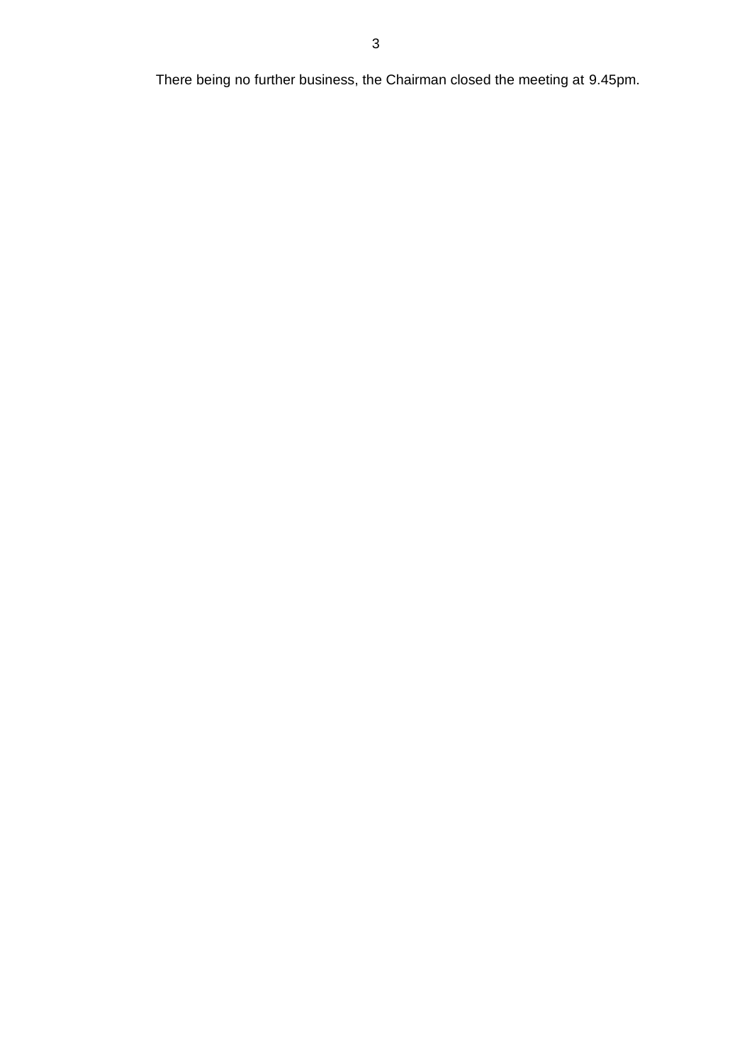There being no further business, the Chairman closed the meeting at 9.45pm.